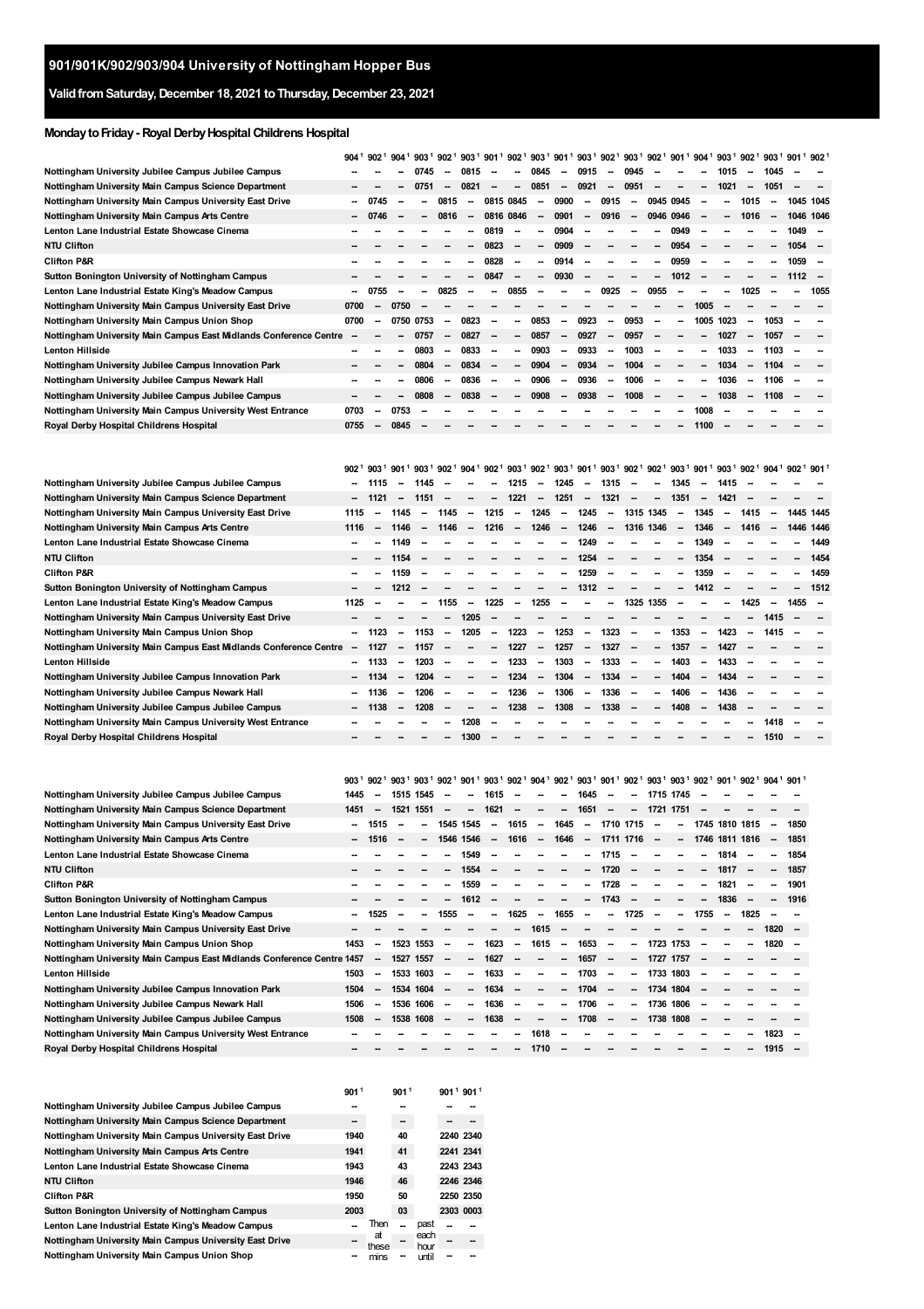# 901/901K/902/903/904 University of Nottingham Hopper Bus

## Valid from Saturday, December 18, 2021 to Thursday, December 23, 2021

### Monday to Friday - Royal Derby Hospital Childrens Hospital

| | 904[1] | 902[1] | 904[1] | 903[1] | 902[1] | 903[1] | 901[1] | 902[1] | 903[1] | 901[1] | 903[1] | 902[1] | 903[1] | 902[1] | 901[1] | 904[1] | 903[1] | 902[1] | 903[1] | 901[1] | 902[1] |
|---|---|---|---|---|---|---|---|---|---|---|---|---|---|---|---|---|---|---|---|---|---|
| Nottingham University Jubilee Campus Jubilee Campus | -- | -- | -- | 0745 | -- | 0815 | -- | -- | 0845 | -- | 0915 | -- | 0945 | -- | -- | -- | 1015 | -- | 1045 | -- | -- |
| Nottingham University Main Campus Science Department | -- | -- | -- | 0751 | -- | 0821 | -- | -- | 0851 | -- | 0921 | -- | 0951 | -- | -- | -- | 1021 | -- | 1051 | -- | -- |
| Nottingham University Main Campus University East Drive | -- | 0745 | -- | -- | 0815 | -- | 0815 | 0845 | -- | 0900 | -- | 0915 | -- | 0945 | 0945 | -- | -- | 1015 | -- | 1045 | 1045 |
| Nottingham University Main Campus Arts Centre | -- | 0746 | -- | -- | 0816 | -- | 0816 | 0846 | -- | 0901 | -- | 0916 | -- | 0946 | 0946 | -- | -- | 1016 | -- | 1046 | 1046 |
| Lenton Lane Industrial Estate Showcase Cinema | -- | -- | -- | -- | -- | -- | 0819 | -- | -- | 0904 | -- | -- | -- | -- | 0949 | -- | -- | -- | -- | 1049 | -- |
| NTU Clifton | -- | -- | -- | -- | -- | -- | 0823 | -- | -- | 0909 | -- | -- | -- | -- | 0954 | -- | -- | -- | -- | 1054 | -- |
| Clifton P&R | -- | -- | -- | -- | -- | -- | 0828 | -- | -- | 0914 | -- | -- | -- | -- | 0959 | -- | -- | -- | -- | 1059 | -- |
| Sutton Bonington University of Nottingham Campus | -- | -- | -- | -- | -- | -- | 0847 | -- | -- | 0930 | -- | -- | -- | -- | 1012 | -- | -- | -- | -- | 1112 | -- |
| Lenton Lane Industrial Estate King's Meadow Campus | -- | 0755 | -- | -- | 0825 | -- | -- | 0855 | -- | -- | -- | 0925 | -- | 0955 | -- | -- | -- | 1025 | -- | -- | 1055 |
| Nottingham University Main Campus University East Drive | 0700 | -- | 0750 | -- | -- | -- | -- | -- | -- | -- | -- | -- | -- | -- | -- | 1005 | -- | -- | -- | -- | -- |
| Nottingham University Main Campus Union Shop | 0700 | -- | 0750 | 0753 | -- | 0823 | -- | -- | 0853 | -- | 0923 | -- | 0953 | -- | -- | 1005 | 1023 | -- | 1053 | -- | -- |
| Nottingham University Main Campus East Midlands Conference Centre | -- | -- | -- | 0757 | -- | 0827 | -- | -- | 0857 | -- | 0927 | -- | 0957 | -- | -- | -- | 1027 | -- | 1057 | -- | -- |
| Lenton Hillside | -- | -- | -- | 0803 | -- | 0833 | -- | -- | 0903 | -- | 0933 | -- | 1003 | -- | -- | -- | 1033 | -- | 1103 | -- | -- |
| Nottingham University Jubilee Campus Innovation Park | -- | -- | -- | 0804 | -- | 0834 | -- | -- | 0904 | -- | 0934 | -- | 1004 | -- | -- | -- | 1034 | -- | 1104 | -- | -- |
| Nottingham University Jubilee Campus Newark Hall | -- | -- | -- | 0806 | -- | 0836 | -- | -- | 0906 | -- | 0936 | -- | 1006 | -- | -- | -- | 1036 | -- | 1106 | -- | -- |
| Nottingham University Jubilee Campus Jubilee Campus | -- | -- | -- | 0808 | -- | 0838 | -- | -- | 0908 | -- | 0938 | -- | 1008 | -- | -- | -- | 1038 | -- | 1108 | -- | -- |
| Nottingham University Main Campus University West Entrance | 0703 | -- | 0753 | -- | -- | -- | -- | -- | -- | -- | -- | -- | -- | -- | -- | 1008 | -- | -- | -- | -- | -- |
| Royal Derby Hospital Childrens Hospital | 0755 | -- | 0845 | -- | -- | -- | -- | -- | -- | -- | -- | -- | -- | -- | -- | 1100 | -- | -- | -- | -- | -- |

| | 902[1] | 903[1] | 901[1] | 903[1] | 902[1] | 904[1] | 902[1] | 903[1] | 902[1] | 903[1] | 901[1] | 903[1] | 902[1] | 902[1] | 903[1] | 901[1] | 903[1] | 902[1] | 904[1] | 902[1] | 901[1] |
|---|---|---|---|---|---|---|---|---|---|---|---|---|---|---|---|---|---|---|---|---|---|
| Nottingham University Jubilee Campus Jubilee Campus | -- | 1115 | -- | 1145 | -- | -- | -- | 1215 | -- | 1245 | -- | 1315 | -- | -- | 1345 | -- | 1415 | -- | -- | -- | -- |
| Nottingham University Main Campus Science Department | -- | 1121 | -- | 1151 | -- | -- | -- | 1221 | -- | 1251 | -- | 1321 | -- | -- | 1351 | -- | 1421 | -- | -- | -- | -- |
| Nottingham University Main Campus University East Drive | 1115 | -- | 1145 | -- | 1145 | -- | 1215 | -- | 1245 | -- | 1245 | -- | 1315 | 1345 | -- | 1345 | -- | 1415 | -- | 1445 | 1445 |
| Nottingham University Main Campus Arts Centre | 1116 | -- | 1146 | -- | 1146 | -- | 1216 | -- | 1246 | -- | 1246 | -- | 1316 | 1346 | -- | 1346 | -- | 1416 | -- | 1446 | 1446 |
| Lenton Lane Industrial Estate Showcase Cinema | -- | -- | 1149 | -- | -- | -- | -- | -- | -- | -- | 1249 | -- | -- | -- | -- | 1349 | -- | -- | -- | -- | 1449 |
| NTU Clifton | -- | -- | 1154 | -- | -- | -- | -- | -- | -- | -- | 1254 | -- | -- | -- | -- | 1354 | -- | -- | -- | -- | 1454 |
| Clifton P&R | -- | -- | 1159 | -- | -- | -- | -- | -- | -- | -- | 1259 | -- | -- | -- | -- | 1359 | -- | -- | -- | -- | 1459 |
| Sutton Bonington University of Nottingham Campus | -- | -- | 1212 | -- | -- | -- | -- | -- | -- | -- | 1312 | -- | -- | -- | -- | 1412 | -- | -- | -- | -- | 1512 |
| Lenton Lane Industrial Estate King's Meadow Campus | 1125 | -- | -- | -- | 1155 | -- | 1225 | -- | 1255 | -- | -- | -- | 1325 | 1355 | -- | -- | -- | 1425 | -- | 1455 | -- |
| Nottingham University Main Campus University East Drive | -- | -- | -- | -- | -- | 1205 | -- | -- | -- | -- | -- | -- | -- | -- | -- | -- | -- | -- | 1415 | -- | -- |
| Nottingham University Main Campus Union Shop | -- | 1123 | -- | 1153 | -- | 1205 | -- | 1223 | -- | 1253 | -- | 1323 | -- | -- | 1353 | -- | 1423 | -- | 1415 | -- | -- |
| Nottingham University Main Campus East Midlands Conference Centre | -- | 1127 | -- | 1157 | -- | -- | -- | 1227 | -- | 1257 | -- | 1327 | -- | -- | 1357 | -- | 1427 | -- | -- | -- | -- |
| Lenton Hillside | -- | 1133 | -- | 1203 | -- | -- | -- | 1233 | -- | 1303 | -- | 1333 | -- | -- | 1403 | -- | 1433 | -- | -- | -- | -- |
| Nottingham University Jubilee Campus Innovation Park | -- | 1134 | -- | 1204 | -- | -- | -- | 1234 | -- | 1304 | -- | 1334 | -- | -- | 1404 | -- | 1434 | -- | -- | -- | -- |
| Nottingham University Jubilee Campus Newark Hall | -- | 1136 | -- | 1206 | -- | -- | -- | 1236 | -- | 1306 | -- | 1336 | -- | -- | 1406 | -- | 1436 | -- | -- | -- | -- |
| Nottingham University Jubilee Campus Jubilee Campus | -- | 1138 | -- | 1208 | -- | -- | -- | 1238 | -- | 1308 | -- | 1338 | -- | -- | 1408 | -- | 1438 | -- | -- | -- | -- |
| Nottingham University Main Campus University West Entrance | -- | -- | -- | -- | -- | 1208 | -- | -- | -- | -- | -- | -- | -- | -- | -- | -- | -- | -- | 1418 | -- | -- |
| Royal Derby Hospital Childrens Hospital | -- | -- | -- | -- | -- | 1300 | -- | -- | -- | -- | -- | -- | -- | -- | -- | -- | -- | -- | 1510 | -- | -- |

| | 903[1] | 902[1] | 903[1] | 903[1] | 902[1] | 901[1] | 903[1] | 902[1] | 904[1] | 902[1] | 903[1] | 901[1] | 902[1] | 903[1] | 903[1] | 902[1] | 901[1] | 902[1] | 904[1] | 901[1] |
|---|---|---|---|---|---|---|---|---|---|---|---|---|---|---|---|---|---|---|---|---|
| Nottingham University Jubilee Campus Jubilee Campus | 1445 | -- | 1515 | 1545 | -- | -- | 1615 | -- | -- | -- | 1645 | -- | -- | 1715 | 1745 | -- | -- | -- | -- | -- |
| Nottingham University Main Campus Science Department | 1451 | -- | 1521 | 1551 | -- | -- | 1621 | -- | -- | -- | 1651 | -- | -- | 1721 | 1751 | -- | -- | -- | -- | -- |
| Nottingham University Main Campus University East Drive | -- | 1515 | -- | -- | 1545 | 1545 | -- | 1615 | -- | 1645 | -- | 1710 | 1715 | -- | -- | 1745 | 1810 | 1815 | -- | 1850 |
| Nottingham University Main Campus Arts Centre | -- | 1516 | -- | -- | 1546 | 1546 | -- | 1616 | -- | 1646 | -- | 1711 | 1716 | -- | -- | 1746 | 1811 | 1816 | -- | 1851 |
| Lenton Lane Industrial Estate Showcase Cinema | -- | -- | -- | -- | -- | 1549 | -- | -- | -- | -- | -- | 1715 | -- | -- | -- | -- | 1814 | -- | -- | 1854 |
| NTU Clifton | -- | -- | -- | -- | -- | 1554 | -- | -- | -- | -- | -- | 1720 | -- | -- | -- | -- | 1817 | -- | -- | 1857 |
| Clifton P&R | -- | -- | -- | -- | -- | 1559 | -- | -- | -- | -- | -- | 1728 | -- | -- | -- | -- | 1821 | -- | -- | 1901 |
| Sutton Bonington University of Nottingham Campus | -- | -- | -- | -- | -- | 1612 | -- | -- | -- | -- | -- | 1743 | -- | -- | -- | -- | 1836 | -- | -- | 1916 |
| Lenton Lane Industrial Estate King's Meadow Campus | -- | 1525 | -- | -- | 1555 | -- | -- | 1625 | -- | 1655 | -- | -- | 1725 | -- | -- | 1755 | -- | 1825 | -- | -- |
| Nottingham University Main Campus University East Drive | -- | -- | -- | -- | -- | -- | -- | -- | 1615 | -- | -- | -- | -- | -- | -- | -- | -- | -- | 1820 | -- |
| Nottingham University Main Campus Union Shop | 1453 | -- | 1523 | 1553 | -- | -- | 1623 | -- | 1615 | -- | 1653 | -- | -- | 1723 | 1753 | -- | -- | -- | 1820 | -- |
| Nottingham University Main Campus East Midlands Conference Centre | 1457 | -- | 1527 | 1557 | -- | -- | 1627 | -- | -- | -- | 1657 | -- | -- | 1727 | 1757 | -- | -- | -- | -- | -- |
| Lenton Hillside | 1503 | -- | 1533 | 1603 | -- | -- | 1633 | -- | -- | -- | 1703 | -- | -- | 1733 | 1803 | -- | -- | -- | -- | -- |
| Nottingham University Jubilee Campus Innovation Park | 1504 | -- | 1534 | 1604 | -- | -- | 1634 | -- | -- | -- | 1704 | -- | -- | 1734 | 1804 | -- | -- | -- | -- | -- |
| Nottingham University Jubilee Campus Newark Hall | 1506 | -- | 1536 | 1606 | -- | -- | 1636 | -- | -- | -- | 1706 | -- | -- | 1736 | 1806 | -- | -- | -- | -- | -- |
| Nottingham University Jubilee Campus Jubilee Campus | 1508 | -- | 1538 | 1608 | -- | -- | 1638 | -- | -- | -- | 1708 | -- | -- | 1738 | 1808 | -- | -- | -- | -- | -- |
| Nottingham University Main Campus University West Entrance | -- | -- | -- | -- | -- | -- | -- | -- | 1618 | -- | -- | -- | -- | -- | -- | -- | -- | -- | 1823 | -- |
| Royal Derby Hospital Childrens Hospital | -- | -- | -- | -- | -- | -- | -- | -- | 1710 | -- | -- | -- | -- | -- | -- | -- | -- | -- | 1915 | -- |

| | 901[1] | | 901[1] | | 901[1] | 901[1] |
|---|---|---|---|---|---|---|
| Nottingham University Jubilee Campus Jubilee Campus | -- | | -- | | -- | -- |
| Nottingham University Main Campus Science Department | -- | | -- | | -- | -- |
| Nottingham University Main Campus University East Drive | 1940 | | 40 | | 2240 | 2340 |
| Nottingham University Main Campus Arts Centre | 1941 | | 41 | | 2241 | 2341 |
| Lenton Lane Industrial Estate Showcase Cinema | 1943 | | 43 | | 2243 | 2343 |
| NTU Clifton | 1946 | | 46 | | 2246 | 2346 |
| Clifton P&R | 1950 | | 50 | | 2250 | 2350 |
| Sutton Bonington University of Nottingham Campus | 2003 | | 03 | | 2303 | 0003 |
| Lenton Lane Industrial Estate King's Meadow Campus | -- | Then | -- | past | -- | -- |
| Nottingham University Main Campus University East Drive | -- | at these | -- | each hour | -- | -- |
| Nottingham University Main Campus Union Shop | -- | mins | -- | until | -- | -- |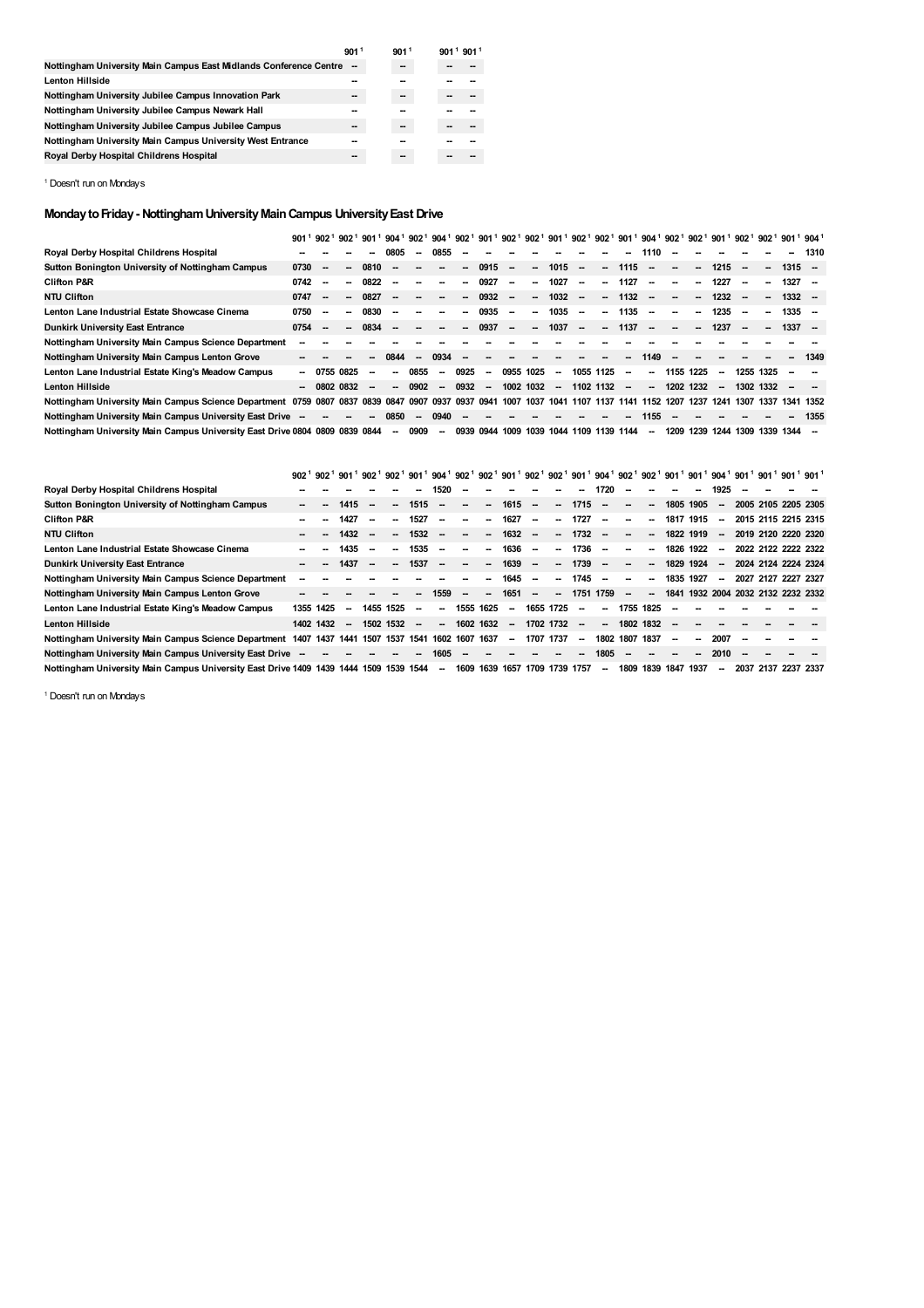| | 901[1] | 901[1] | 901[1] | 901[1] |
|---|---|---|---|---|
| Nottingham University Main Campus East Midlands Conference Centre | -- | -- | -- | -- |
| Lenton Hillside | -- | -- | -- | -- |
| Nottingham University Jubilee Campus Innovation Park | -- | -- | -- | -- |
| Nottingham University Jubilee Campus Newark Hall | -- | -- | -- | -- |
| Nottingham University Jubilee Campus Jubilee Campus | -- | -- | -- | -- |
| Nottingham University Main Campus University West Entrance | -- | -- | -- | -- |
| Royal Derby Hospital Childrens Hospital | -- | -- | -- | -- |

[1] Doesn't run on Mondays

## Monday to Friday - Nottingham University Main Campus University East Drive

| | 901[1] | 902[1] | 902[1] | 901[1] | 904[1] | 902[1] | 904[1] | 902[1] | 901[1] | 902[1] | 902[1] | 901[1] | 902[1] | 902[1] | 901[1] | 904[1] | 902[1] | 902[1] | 901[1] | 902[1] | 902[1] | 901[1] | 904[1] |
|---|---|---|---|---|---|---|---|---|---|---|---|---|---|---|---|---|---|---|---|---|---|---|---|
| Royal Derby Hospital Childrens Hospital | -- | -- | -- | -- | 0805 | -- | 0855 | -- | -- | -- | -- | -- | -- | -- | -- | 1110 | -- | -- | -- | -- | -- | -- | 1310 |
| Sutton Bonington University of Nottingham Campus | 0730 | -- | -- | 0810 | -- | -- | -- | -- | 0915 | -- | -- | 1015 | -- | -- | 1115 | -- | -- | -- | 1215 | -- | -- | 1315 | -- |
| Clifton P&R | 0742 | -- | -- | 0822 | -- | -- | -- | -- | 0927 | -- | -- | 1027 | -- | -- | 1127 | -- | -- | -- | 1227 | -- | -- | 1327 | -- |
| NTU Clifton | 0747 | -- | -- | 0827 | -- | -- | -- | -- | 0932 | -- | -- | 1032 | -- | -- | 1132 | -- | -- | -- | 1232 | -- | -- | 1332 | -- |
| Lenton Lane Industrial Estate Showcase Cinema | 0750 | -- | -- | 0830 | -- | -- | -- | -- | 0935 | -- | -- | 1035 | -- | -- | 1135 | -- | -- | -- | 1235 | -- | -- | 1335 | -- |
| Dunkirk University East Entrance | 0754 | -- | -- | 0834 | -- | -- | -- | -- | 0937 | -- | -- | 1037 | -- | -- | 1137 | -- | -- | -- | 1237 | -- | -- | 1337 | -- |
| Nottingham University Main Campus Science Department | -- | -- | -- | -- | -- | -- | -- | -- | -- | -- | -- | -- | -- | -- | -- | -- | -- | -- | -- | -- | -- | -- | -- |
| Nottingham University Main Campus Lenton Grove | -- | -- | -- | -- | 0844 | -- | 0934 | -- | -- | -- | -- | -- | -- | -- | -- | 1149 | -- | -- | -- | -- | -- | -- | 1349 |
| Lenton Lane Industrial Estate King's Meadow Campus | -- | 0755 | 0825 | -- | -- | 0855 | -- | 0925 | -- | 0955 | 1025 | -- | 1055 | 1125 | -- | -- | 1155 | 1225 | -- | 1255 | 1325 | -- | -- |
| Lenton Hillside | -- | 0802 | 0832 | -- | -- | 0902 | -- | 0932 | -- | 1002 | 1032 | -- | 1102 | 1132 | -- | -- | 1202 | 1232 | -- | 1302 | 1332 | -- | -- |
| Nottingham University Main Campus Science Department | 0759 | 0807 | 0837 | 0839 | 0847 | 0907 | 0937 | 0937 | 0941 | 1007 | 1037 | 1041 | 1107 | 1137 | 1141 | 1152 | 1207 | 1237 | 1241 | 1307 | 1337 | 1341 | 1352 |
| Nottingham University Main Campus University East Drive | -- | -- | -- | -- | 0850 | -- | 0940 | -- | -- | -- | -- | -- | -- | -- | -- | 1155 | -- | -- | -- | -- | -- | -- | 1355 |
| Nottingham University Main Campus University East Drive | 0804 | 0809 | 0839 | 0844 | -- | 0909 | -- | 0939 | 0944 | 1009 | 1039 | 1044 | 1109 | 1139 | 1144 | -- | 1209 | 1239 | 1244 | 1309 | 1339 | 1344 | -- |

| | 902[1] | 902[1] | 901[1] | 902[1] | 902[1] | 901[1] | 904[1] | 902[1] | 902[1] | 901[1] | 902[1] | 902[1] | 901[1] | 904[1] | 902[1] | 902[1] | 901[1] | 901[1] | 904[1] | 901[1] | 901[1] | 901[1] | 901[1] |
|---|---|---|---|---|---|---|---|---|---|---|---|---|---|---|---|---|---|---|---|---|---|---|---|
| Royal Derby Hospital Childrens Hospital | -- | -- | -- | -- | -- | -- | 1520 | -- | -- | -- | -- | -- | -- | 1720 | -- | -- | -- | -- | 1925 | -- | -- | -- | -- |
| Sutton Bonington University of Nottingham Campus | -- | -- | 1415 | -- | -- | 1515 | -- | -- | -- | 1615 | -- | -- | 1715 | -- | -- | -- | 1805 | 1905 | -- | 2005 | 2105 | 2205 | 2305 |
| Clifton P&R | -- | -- | 1427 | -- | -- | 1527 | -- | -- | -- | 1627 | -- | -- | 1727 | -- | -- | -- | 1817 | 1915 | -- | 2015 | 2115 | 2215 | 2315 |
| NTU Clifton | -- | -- | 1432 | -- | -- | 1532 | -- | -- | -- | 1632 | -- | -- | 1732 | -- | -- | -- | 1822 | 1919 | -- | 2019 | 2120 | 2220 | 2320 |
| Lenton Lane Industrial Estate Showcase Cinema | -- | -- | 1435 | -- | -- | 1535 | -- | -- | -- | 1636 | -- | -- | 1736 | -- | -- | -- | 1826 | 1922 | -- | 2022 | 2122 | 2222 | 2322 |
| Dunkirk University East Entrance | -- | -- | 1437 | -- | -- | 1537 | -- | -- | -- | 1639 | -- | -- | 1739 | -- | -- | -- | 1829 | 1924 | -- | 2024 | 2124 | 2224 | 2324 |
| Nottingham University Main Campus Science Department | -- | -- | -- | -- | -- | -- | -- | -- | -- | 1645 | -- | -- | 1745 | -- | -- | -- | 1835 | 1927 | -- | 2027 | 2127 | 2227 | 2327 |
| Nottingham University Main Campus Lenton Grove | -- | -- | -- | -- | -- | -- | 1559 | -- | -- | 1651 | -- | -- | 1751 | 1759 | -- | -- | 1841 | 1932 | 2004 | 2032 | 2132 | 2232 | 2332 |
| Lenton Lane Industrial Estate King's Meadow Campus | 1355 | 1425 | -- | 1455 | 1525 | -- | -- | 1555 | 1625 | -- | 1655 | 1725 | -- | -- | 1755 | 1825 | -- | -- | -- | -- | -- | -- | -- |
| Lenton Hillside | 1402 | 1432 | -- | 1502 | 1532 | -- | -- | 1602 | 1632 | -- | 1702 | 1732 | -- | -- | 1802 | 1832 | -- | -- | -- | -- | -- | -- | -- |
| Nottingham University Main Campus Science Department | 1407 | 1437 | 1441 | 1507 | 1537 | 1541 | 1602 | 1607 | 1637 | -- | 1707 | 1737 | -- | 1802 | 1807 | 1837 | -- | -- | 2007 | -- | -- | -- | -- |
| Nottingham University Main Campus University East Drive | -- | -- | -- | -- | -- | -- | 1605 | -- | -- | -- | -- | -- | -- | 1805 | -- | -- | -- | -- | 2010 | -- | -- | -- | -- |
| Nottingham University Main Campus University East Drive | 1409 | 1439 | 1444 | 1509 | 1539 | 1544 | -- | 1609 | 1639 | 1657 | 1709 | 1739 | 1757 | -- | 1809 | 1839 | 1847 | 1937 | -- | 2037 | 2137 | 2237 | 2337 |

[1] Doesn't run on Mondays